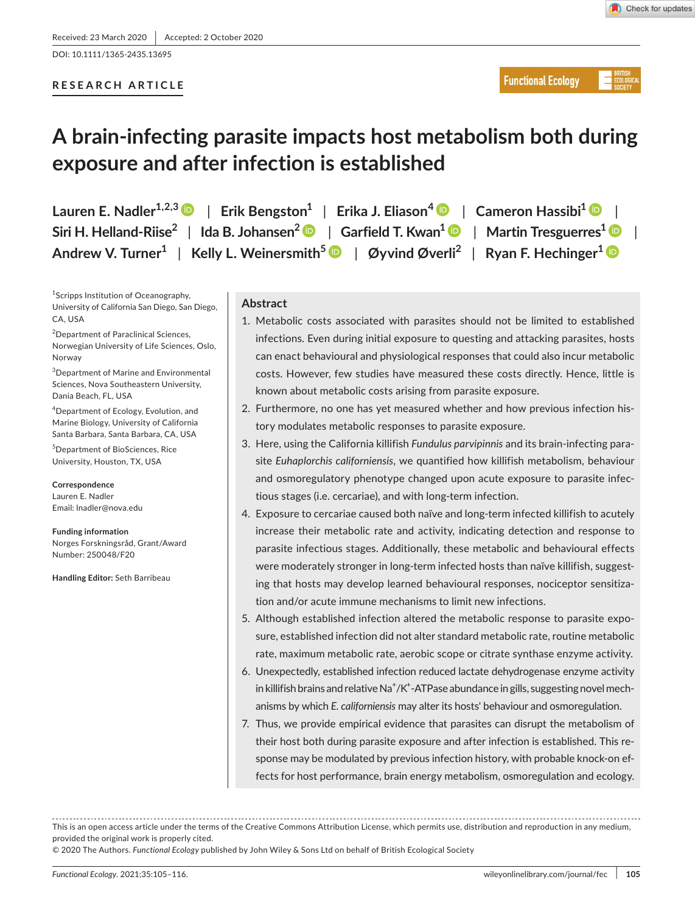Received: 23 March 2020 | Accepted: 2 October 2020

DOI: 10.1111/1365-2435.13695

RESEARCH ARTICLE

# A brain-infecting parasite impacts host metabolism both during exposure and after infection is established

Lauren E. Nadler[1,2,3] | Erik Bengston[1] | Erika J. Eliason[4] | Cameron Hassibi[1] | Siri H. Helland-Riise[2] | Ida B. Johansen[2] | Garfield T. Kwan[1] | Martin Tresguerres[1] | Andrew V. Turner[1] | Kelly L. Weinersmith[5] | Øyvind Øverli[2] | Ryan F. Hechinger[1]

[1]Scripps Institution of Oceanography, University of California San Diego, San Diego, CA, USA

[2]Department of Paraclinical Sciences, Norwegian University of Life Sciences, Oslo, Norway

[3]Department of Marine and Environmental Sciences, Nova Southeastern University, Dania Beach, FL, USA

[4]Department of Ecology, Evolution, and Marine Biology, University of California Santa Barbara, Santa Barbara, CA, USA

[5]Department of BioSciences, Rice University, Houston, TX, USA

**Correspondence**
Lauren E. Nadler
Email: lnadler@nova.edu

**Funding information**
Norges Forskningsråd, Grant/Award Number: 250048/F20

**Handling Editor:** Seth Barribeau

## Abstract

1. Metabolic costs associated with parasites should not be limited to established infections. Even during initial exposure to questing and attacking parasites, hosts can enact behavioural and physiological responses that could also incur metabolic costs. However, few studies have measured these costs directly. Hence, little is known about metabolic costs arising from parasite exposure.
2. Furthermore, no one has yet measured whether and how previous infection history modulates metabolic responses to parasite exposure.
3. Here, using the California killifish *Fundulus parvipinnis* and its brain-infecting parasite *Euhaplorchis californiensis*, we quantified how killifish metabolism, behaviour and osmoregulatory phenotype changed upon acute exposure to parasite infectious stages (i.e. cercariae), and with long-term infection.
4. Exposure to cercariae caused both naïve and long-term infected killifish to acutely increase their metabolic rate and activity, indicating detection and response to parasite infectious stages. Additionally, these metabolic and behavioural effects were moderately stronger in long-term infected hosts than naïve killifish, suggesting that hosts may develop learned behavioural responses, nociceptor sensitization and/or acute immune mechanisms to limit new infections.
5. Although established infection altered the metabolic response to parasite exposure, established infection did not alter standard metabolic rate, routine metabolic rate, maximum metabolic rate, aerobic scope or citrate synthase enzyme activity.
6. Unexpectedly, established infection reduced lactate dehydrogenase enzyme activity in killifish brains and relative $Na^+/K^+$-ATPase abundance in gills, suggesting novel mechanisms by which *E. californiensis* may alter its hosts' behaviour and osmoregulation.
7. Thus, we provide empirical evidence that parasites can disrupt the metabolism of their host both during parasite exposure and after infection is established. This response may be modulated by previous infection history, with probable knock-on effects for host performance, brain energy metabolism, osmoregulation and ecology.

This is an open access article under the terms of the Creative Commons Attribution License, which permits use, distribution and reproduction in any medium, provided the original work is properly cited.
© 2020 The Authors. *Functional Ecology* published by John Wiley & Sons Ltd on behalf of British Ecological Society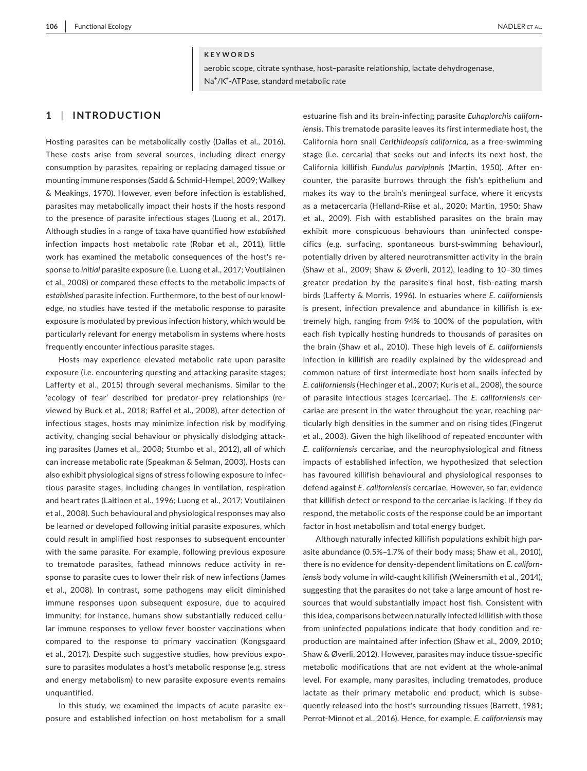**KEYWORDS**

aerobic scope, citrate synthase, host–parasite relationship, lactate dehydrogenase, $Na^+/K^+$-ATPase, standard metabolic rate

## 1 | INTRODUCTION

Hosting parasites can be metabolically costly (Dallas et al., 2016). These costs arise from several sources, including direct energy consumption by parasites, repairing or replacing damaged tissue or mounting immune responses (Sadd & Schmid-Hempel, 2009; Walkey & Meakings, 1970). However, even before infection is established, parasites may metabolically impact their hosts if the hosts respond to the presence of parasite infectious stages (Luong et al., 2017). Although studies in a range of taxa have quantified how *established* infection impacts host metabolic rate (Robar et al., 2011), little work has examined the metabolic consequences of the host's response to *initial* parasite exposure (i.e. Luong et al., 2017; Voutilainen et al., 2008) or compared these effects to the metabolic impacts of *established* parasite infection. Furthermore, to the best of our knowledge, no studies have tested if the metabolic response to parasite exposure is modulated by previous infection history, which would be particularly relevant for energy metabolism in systems where hosts frequently encounter infectious parasite stages.

Hosts may experience elevated metabolic rate upon parasite exposure (i.e. encountering questing and attacking parasite stages; Lafferty et al., 2015) through several mechanisms. Similar to the 'ecology of fear' described for predator–prey relationships (reviewed by Buck et al., 2018; Raffel et al., 2008), after detection of infectious stages, hosts may minimize infection risk by modifying activity, changing social behaviour or physically dislodging attacking parasites (James et al., 2008; Stumbo et al., 2012), all of which can increase metabolic rate (Speakman & Selman, 2003). Hosts can also exhibit physiological signs of stress following exposure to infectious parasite stages, including changes in ventilation, respiration and heart rates (Laitinen et al., 1996; Luong et al., 2017; Voutilainen et al., 2008). Such behavioural and physiological responses may also be learned or developed following initial parasite exposures, which could result in amplified host responses to subsequent encounter with the same parasite. For example, following previous exposure to trematode parasites, fathead minnows reduce activity in response to parasite cues to lower their risk of new infections (James et al., 2008). In contrast, some pathogens may elicit diminished immune responses upon subsequent exposure, due to acquired immunity; for instance, humans show substantially reduced cellular immune responses to yellow fever booster vaccinations when compared to the response to primary vaccination (Kongsgaard et al., 2017). Despite such suggestive studies, how previous exposure to parasites modulates a host's metabolic response (e.g. stress and energy metabolism) to new parasite exposure events remains unquantified.

In this study, we examined the impacts of acute parasite exposure and established infection on host metabolism for a small estuarine fish and its brain-infecting parasite *Euhaplorchis californiensis*. This trematode parasite leaves its first intermediate host, the California horn snail *Cerithideopsis californica*, as a free-swimming stage (i.e. cercaria) that seeks out and infects its next host, the California killifish *Fundulus parvipinnis* (Martin, 1950). After encounter, the parasite burrows through the fish's epithelium and makes its way to the brain's meningeal surface, where it encysts as a metacercaria (Helland-Riise et al., 2020; Martin, 1950; Shaw et al., 2009). Fish with established parasites on the brain may exhibit more conspicuous behaviours than uninfected conspecifics (e.g. surfacing, spontaneous burst-swimming behaviour), potentially driven by altered neurotransmitter activity in the brain (Shaw et al., 2009; Shaw & Øverli, 2012), leading to 10–30 times greater predation by the parasite's final host, fish-eating marsh birds (Lafferty & Morris, 1996). In estuaries where *E. californiensis* is present, infection prevalence and abundance in killifish is extremely high, ranging from 94% to 100% of the population, with each fish typically hosting hundreds to thousands of parasites on the brain (Shaw et al., 2010). These high levels of *E. californiensis* infection in killifish are readily explained by the widespread and common nature of first intermediate host horn snails infected by *E. californiensis* (Hechinger et al., 2007; Kuris et al., 2008), the source of parasite infectious stages (cercariae). The *E. californiensis* cercariae are present in the water throughout the year, reaching particularly high densities in the summer and on rising tides (Fingerut et al., 2003). Given the high likelihood of repeated encounter with *E. californiensis* cercariae, and the neurophysiological and fitness impacts of established infection, we hypothesized that selection has favoured killifish behavioural and physiological responses to defend against *E. californiensis* cercariae. However, so far, evidence that killifish detect or respond to the cercariae is lacking. If they do respond, the metabolic costs of the response could be an important factor in host metabolism and total energy budget.

Although naturally infected killifish populations exhibit high parasite abundance (0.5%–1.7% of their body mass; Shaw et al., 2010), there is no evidence for density-dependent limitations on *E. californiensis* body volume in wild-caught killifish (Weinersmith et al., 2014), suggesting that the parasites do not take a large amount of host resources that would substantially impact host fish. Consistent with this idea, comparisons between naturally infected killifish with those from uninfected populations indicate that body condition and reproduction are maintained after infection (Shaw et al., 2009, 2010; Shaw & Øverli, 2012). However, parasites may induce tissue-specific metabolic modifications that are not evident at the whole-animal level. For example, many parasites, including trematodes, produce lactate as their primary metabolic end product, which is subsequently released into the host's surrounding tissues (Barrett, 1981; Perrot-Minnot et al., 2016). Hence, for example, *E. californiensis* may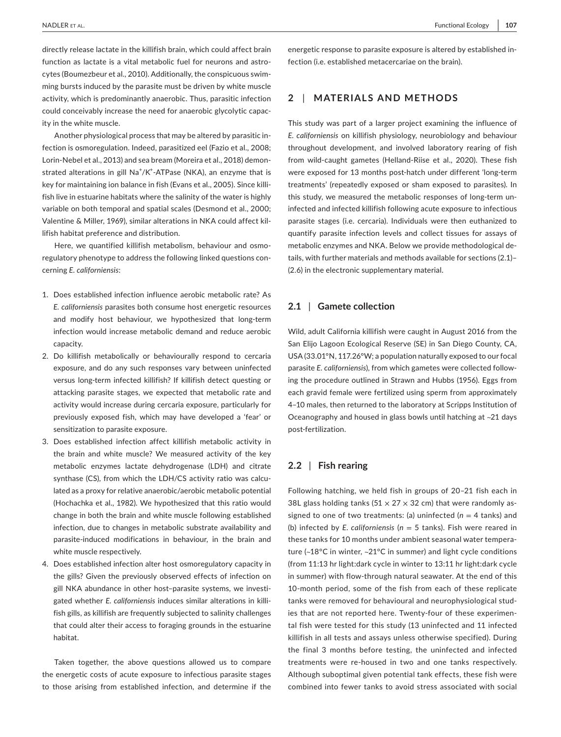directly release lactate in the killifish brain, which could affect brain function as lactate is a vital metabolic fuel for neurons and astrocytes (Boumezbeur et al., 2010). Additionally, the conspicuous swimming bursts induced by the parasite must be driven by white muscle activity, which is predominantly anaerobic. Thus, parasitic infection could conceivably increase the need for anaerobic glycolytic capacity in the white muscle.

Another physiological process that may be altered by parasitic infection is osmoregulation. Indeed, parasitized eel (Fazio et al., 2008; Lorin-Nebel et al., 2013) and sea bream (Moreira et al., 2018) demonstrated alterations in gill $Na^+/K^+$-ATPase (NKA), an enzyme that is key for maintaining ion balance in fish (Evans et al., 2005). Since killifish live in estuarine habitats where the salinity of the water is highly variable on both temporal and spatial scales (Desmond et al., 2000; Valentine & Miller, 1969), similar alterations in NKA could affect killifish habitat preference and distribution.

Here, we quantified killifish metabolism, behaviour and osmoregulatory phenotype to address the following linked questions concerning *E. californiensis*:

1. Does established infection influence aerobic metabolic rate? As *E. californiensis* parasites both consume host energetic resources and modify host behaviour, we hypothesized that long-term infection would increase metabolic demand and reduce aerobic capacity.
2. Do killifish metabolically or behaviourally respond to cercaria exposure, and do any such responses vary between uninfected versus long-term infected killifish? If killifish detect questing or attacking parasite stages, we expected that metabolic rate and activity would increase during cercaria exposure, particularly for previously exposed fish, which may have developed a 'fear' or sensitization to parasite exposure.
3. Does established infection affect killifish metabolic activity in the brain and white muscle? We measured activity of the key metabolic enzymes lactate dehydrogenase (LDH) and citrate synthase (CS), from which the LDH/CS activity ratio was calculated as a proxy for relative anaerobic/aerobic metabolic potential (Hochachka et al., 1982). We hypothesized that this ratio would change in both the brain and white muscle following established infection, due to changes in metabolic substrate availability and parasite-induced modifications in behaviour, in the brain and white muscle respectively.
4. Does established infection alter host osmoregulatory capacity in the gills? Given the previously observed effects of infection on gill NKA abundance in other host–parasite systems, we investigated whether *E. californiensis* induces similar alterations in killifish gills, as killifish are frequently subjected to salinity challenges that could alter their access to foraging grounds in the estuarine habitat.

Taken together, the above questions allowed us to compare the energetic costs of acute exposure to infectious parasite stages to those arising from established infection, and determine if the energetic response to parasite exposure is altered by established infection (i.e. established metacercariae on the brain).

## 2 | MATERIALS AND METHODS

This study was part of a larger project examining the influence of *E. californiensis* on killifish physiology, neurobiology and behaviour throughout development, and involved laboratory rearing of fish from wild-caught gametes (Helland-Riise et al., 2020). These fish were exposed for 13 months post-hatch under different 'long-term treatments' (repeatedly exposed or sham exposed to parasites). In this study, we measured the metabolic responses of long-term uninfected and infected killifish following acute exposure to infectious parasite stages (i.e. cercaria). Individuals were then euthanized to quantify parasite infection levels and collect tissues for assays of metabolic enzymes and NKA. Below we provide methodological details, with further materials and methods available for sections (2.1)–(2.6) in the electronic supplementary material.

### 2.1 | Gamete collection

Wild, adult California killifish were caught in August 2016 from the San Elijo Lagoon Ecological Reserve (SE) in San Diego County, CA, USA (33.01°N, 117.26°W; a population naturally exposed to our focal parasite *E. californiensis*), from which gametes were collected following the procedure outlined in Strawn and Hubbs (1956). Eggs from each gravid female were fertilized using sperm from approximately 4–10 males, then returned to the laboratory at Scripps Institution of Oceanography and housed in glass bowls until hatching at ~21 days post-fertilization.

### 2.2 | Fish rearing

Following hatching, we held fish in groups of 20–21 fish each in 38L glass holding tanks (51 × 27 × 32 cm) that were randomly assigned to one of two treatments: (a) uninfected ($n = 4$ tanks) and (b) infected by *E. californiensis* ($n = 5$ tanks). Fish were reared in these tanks for 10 months under ambient seasonal water temperature (~18°C in winter, ~21°C in summer) and light cycle conditions (from 11:13 hr light:dark cycle in winter to 13:11 hr light:dark cycle in summer) with flow-through natural seawater. At the end of this 10-month period, some of the fish from each of these replicate tanks were removed for behavioural and neurophysiological studies that are not reported here. Twenty-four of these experimental fish were tested for this study (13 uninfected and 11 infected killifish in all tests and assays unless otherwise specified). During the final 3 months before testing, the uninfected and infected treatments were re-housed in two and one tanks respectively. Although suboptimal given potential tank effects, these fish were combined into fewer tanks to avoid stress associated with social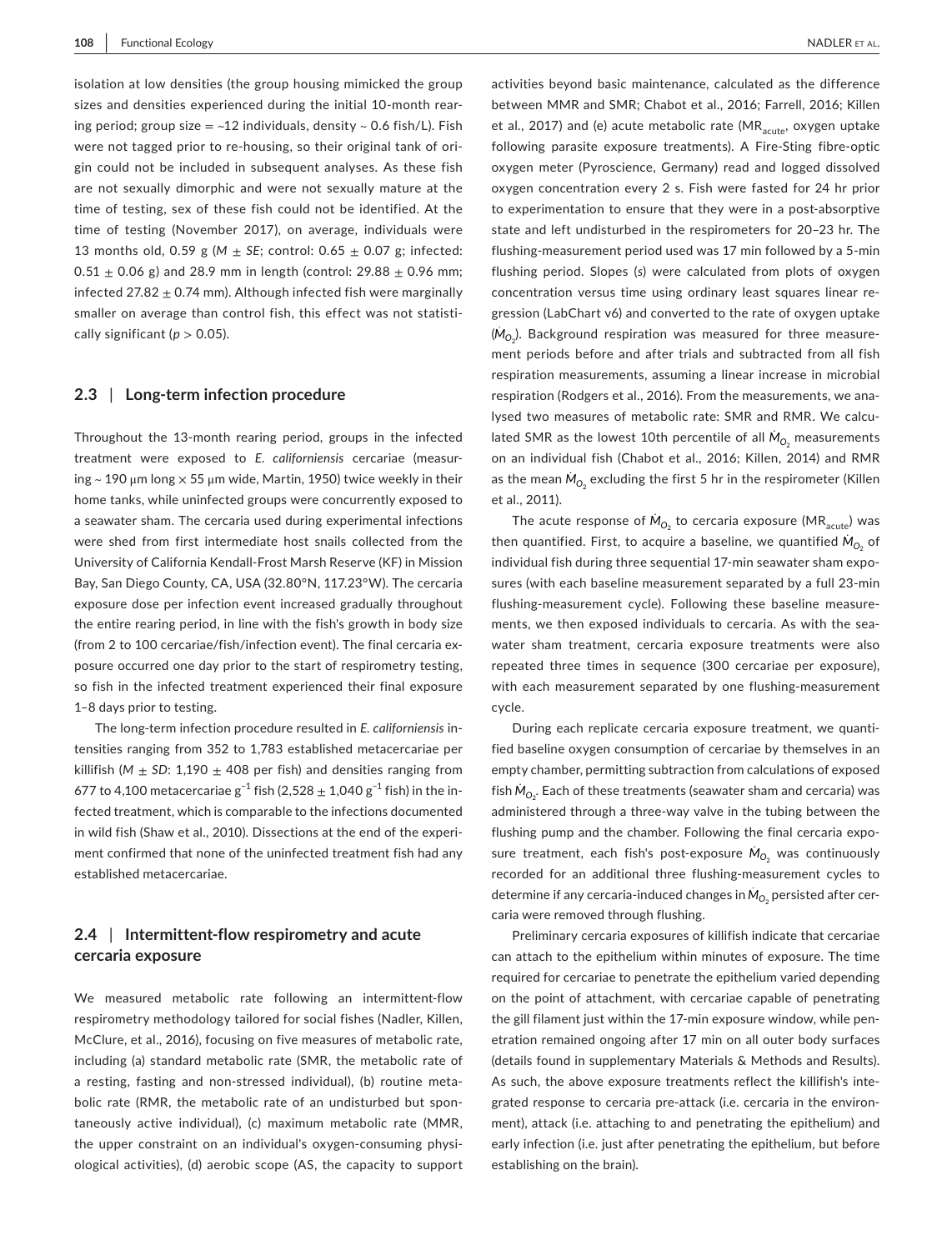isolation at low densities (the group housing mimicked the group sizes and densities experienced during the initial 10-month rearing period; group size = ~12 individuals, density ~ 0.6 fish/L). Fish were not tagged prior to re-housing, so their original tank of origin could not be included in subsequent analyses. As these fish are not sexually dimorphic and were not sexually mature at the time of testing, sex of these fish could not be identified. At the time of testing (November 2017), on average, individuals were 13 months old, 0.59 g (*M* ± *SE*; control: 0.65 ± 0.07 g; infected: 0.51 ± 0.06 g) and 28.9 mm in length (control: 29.88 ± 0.96 mm; infected 27.82 ± 0.74 mm). Although infected fish were marginally smaller on average than control fish, this effect was not statistically significant ($p > 0.05$).

## 2.3 | Long-term infection procedure

Throughout the 13-month rearing period, groups in the infected treatment were exposed to *E. californiensis* cercariae (measuring ~ 190 μm long × 55 μm wide, Martin, 1950) twice weekly in their home tanks, while uninfected groups were concurrently exposed to a seawater sham. The cercaria used during experimental infections were shed from first intermediate host snails collected from the University of California Kendall-Frost Marsh Reserve (KF) in Mission Bay, San Diego County, CA, USA (32.80°N, 117.23°W). The cercaria exposure dose per infection event increased gradually throughout the entire rearing period, in line with the fish's growth in body size (from 2 to 100 cercariae/fish/infection event). The final cercaria exposure occurred one day prior to the start of respirometry testing, so fish in the infected treatment experienced their final exposure 1–8 days prior to testing.

The long-term infection procedure resulted in *E. californiensis* intensities ranging from 352 to 1,783 established metacercariae per killifish (*M* ± *SD*: 1,190 ± 408 per fish) and densities ranging from 677 to 4,100 metacercariae $g^{-1}$ fish (2,528 ± 1,040 $g^{-1}$ fish) in the infected treatment, which is comparable to the infections documented in wild fish (Shaw et al., 2010). Dissections at the end of the experiment confirmed that none of the uninfected treatment fish had any established metacercariae.

## 2.4 | Intermittent-flow respirometry and acute cercaria exposure

We measured metabolic rate following an intermittent-flow respirometry methodology tailored for social fishes (Nadler, Killen, McClure, et al., 2016), focusing on five measures of metabolic rate, including (a) standard metabolic rate (SMR, the metabolic rate of a resting, fasting and non-stressed individual), (b) routine metabolic rate (RMR, the metabolic rate of an undisturbed but spontaneously active individual), (c) maximum metabolic rate (MMR, the upper constraint on an individual's oxygen-consuming physiological activities), (d) aerobic scope (AS, the capacity to support activities beyond basic maintenance, calculated as the difference between MMR and SMR; Chabot et al., 2016; Farrell, 2016; Killen et al., 2017) and (e) acute metabolic rate ($MR_{acute}$, oxygen uptake following parasite exposure treatments). A Fire-Sting fibre-optic oxygen meter (Pyroscience, Germany) read and logged dissolved oxygen concentration every 2 s. Fish were fasted for 24 hr prior to experimentation to ensure that they were in a post-absorptive state and left undisturbed in the respirometers for 20–23 hr. The flushing-measurement period used was 17 min followed by a 5-min flushing period. Slopes (*s*) were calculated from plots of oxygen concentration versus time using ordinary least squares linear regression (LabChart v6) and converted to the rate of oxygen uptake ($\dot{M}_{O_2}$). Background respiration was measured for three measurement periods before and after trials and subtracted from all fish respiration measurements, assuming a linear increase in microbial respiration (Rodgers et al., 2016). From the measurements, we analysed two measures of metabolic rate: SMR and RMR. We calculated SMR as the lowest 10th percentile of all $\dot{M}_{O_2}$ measurements on an individual fish (Chabot et al., 2016; Killen, 2014) and RMR as the mean $\dot{M}_{O_2}$ excluding the first 5 hr in the respirometer (Killen et al., 2011).

The acute response of $\dot{M}_{O_2}$ to cercaria exposure ($MR_{acute}$) was then quantified. First, to acquire a baseline, we quantified $\dot{M}_{O_2}$ of individual fish during three sequential 17-min seawater sham exposures (with each baseline measurement separated by a full 23-min flushing-measurement cycle). Following these baseline measurements, we then exposed individuals to cercaria. As with the seawater sham treatment, cercaria exposure treatments were also repeated three times in sequence (300 cercariae per exposure), with each measurement separated by one flushing-measurement cycle.

During each replicate cercaria exposure treatment, we quantified baseline oxygen consumption of cercariae by themselves in an empty chamber, permitting subtraction from calculations of exposed fish $\dot{M}_{O_2}$. Each of these treatments (seawater sham and cercaria) was administered through a three-way valve in the tubing between the flushing pump and the chamber. Following the final cercaria exposure treatment, each fish's post-exposure $\dot{M}_{O_2}$ was continuously recorded for an additional three flushing-measurement cycles to determine if any cercaria-induced changes in $\dot{M}_{O_2}$ persisted after cercaria were removed through flushing.

Preliminary cercaria exposures of killifish indicate that cercariae can attach to the epithelium within minutes of exposure. The time required for cercariae to penetrate the epithelium varied depending on the point of attachment, with cercariae capable of penetrating the gill filament just within the 17-min exposure window, while penetration remained ongoing after 17 min on all outer body surfaces (details found in supplementary Materials & Methods and Results). As such, the above exposure treatments reflect the killifish's integrated response to cercaria pre-attack (i.e. cercaria in the environment), attack (i.e. attaching to and penetrating the epithelium) and early infection (i.e. just after penetrating the epithelium, but before establishing on the brain).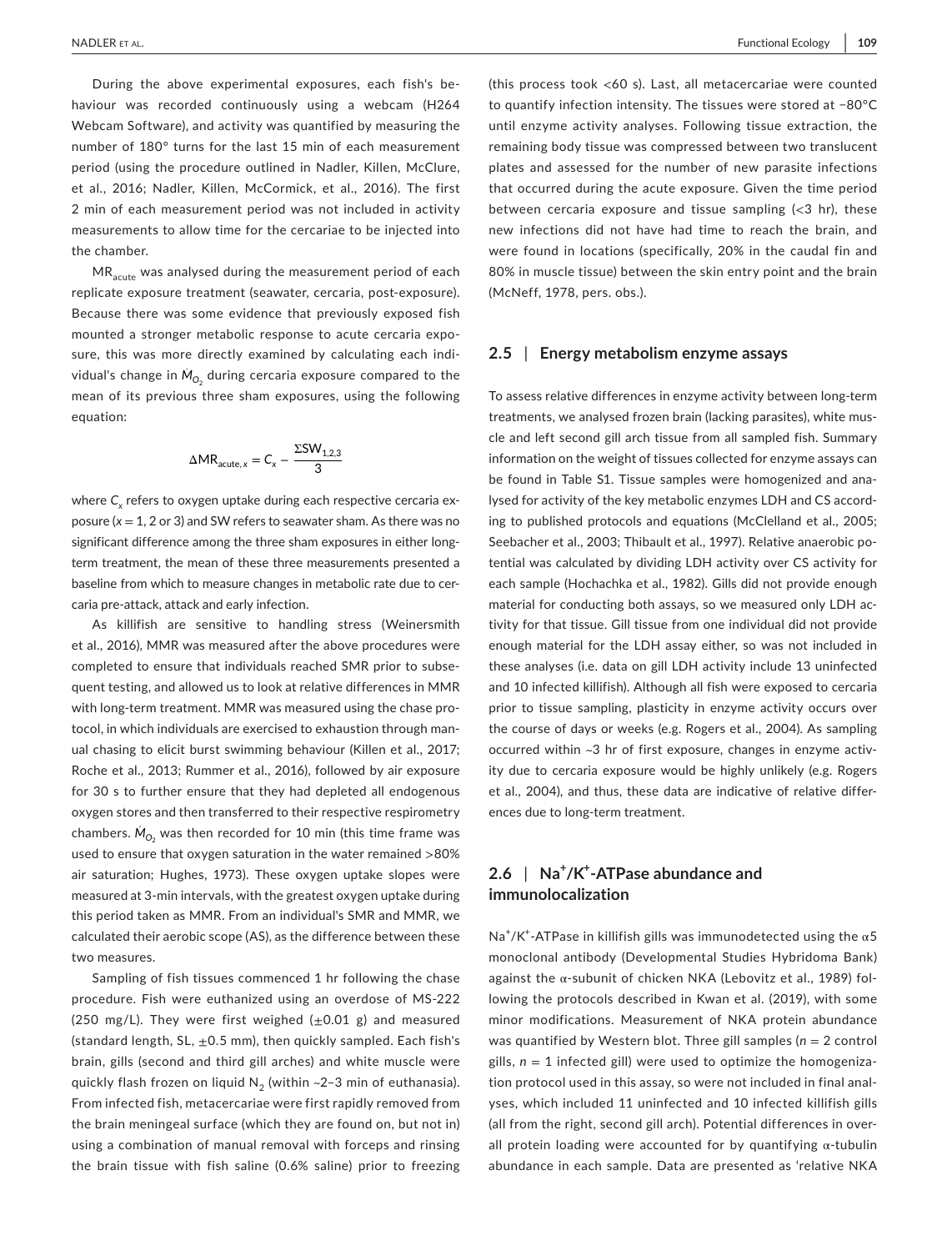During the above experimental exposures, each fish's behaviour was recorded continuously using a webcam (H264 Webcam Software), and activity was quantified by measuring the number of 180° turns for the last 15 min of each measurement period (using the procedure outlined in Nadler, Killen, McClure, et al., 2016; Nadler, Killen, McCormick, et al., 2016). The first 2 min of each measurement period was not included in activity measurements to allow time for the cercariae to be injected into the chamber.

$MR_{acute}$ was analysed during the measurement period of each replicate exposure treatment (seawater, cercaria, post-exposure). Because there was some evidence that previously exposed fish mounted a stronger metabolic response to acute cercaria exposure, this was more directly examined by calculating each individual's change in $\dot{M}_{O_2}$ during cercaria exposure compared to the mean of its previous three sham exposures, using the following equation:

$$\Delta MR_{acute,x} = C_x - \frac{\Sigma SW_{1,2,3}}{3}$$

where $C_x$ refers to oxygen uptake during each respective cercaria exposure ($x$ = 1, 2 or 3) and SW refers to seawater sham. As there was no significant difference among the three sham exposures in either long-term treatment, the mean of these three measurements presented a baseline from which to measure changes in metabolic rate due to cercaria pre-attack, attack and early infection.

As killifish are sensitive to handling stress (Weinersmith et al., 2016), MMR was measured after the above procedures were completed to ensure that individuals reached SMR prior to subsequent testing, and allowed us to look at relative differences in MMR with long-term treatment. MMR was measured using the chase protocol, in which individuals are exercised to exhaustion through manual chasing to elicit burst swimming behaviour (Killen et al., 2017; Roche et al., 2013; Rummer et al., 2016), followed by air exposure for 30 s to further ensure that they had depleted all endogenous oxygen stores and then transferred to their respective respirometry chambers. $\dot{M}_{O_2}$ was then recorded for 10 min (this time frame was used to ensure that oxygen saturation in the water remained >80% air saturation; Hughes, 1973). These oxygen uptake slopes were measured at 3-min intervals, with the greatest oxygen uptake during this period taken as MMR. From an individual's SMR and MMR, we calculated their aerobic scope (AS), as the difference between these two measures.

Sampling of fish tissues commenced 1 hr following the chase procedure. Fish were euthanized using an overdose of MS-222 (250 mg/L). They were first weighed (±0.01 g) and measured (standard length, SL, ±0.5 mm), then quickly sampled. Each fish's brain, gills (second and third gill arches) and white muscle were quickly flash frozen on liquid $N_2$ (within ~2–3 min of euthanasia). From infected fish, metacercariae were first rapidly removed from the brain meningeal surface (which they are found on, but not in) using a combination of manual removal with forceps and rinsing the brain tissue with fish saline (0.6% saline) prior to freezing (this process took <60 s). Last, all metacercariae were counted to quantify infection intensity. The tissues were stored at −80°C until enzyme activity analyses. Following tissue extraction, the remaining body tissue was compressed between two translucent plates and assessed for the number of new parasite infections that occurred during the acute exposure. Given the time period between cercaria exposure and tissue sampling (<3 hr), these new infections did not have had time to reach the brain, and were found in locations (specifically, 20% in the caudal fin and 80% in muscle tissue) between the skin entry point and the brain (McNeff, 1978, pers. obs.).

## 2.5 | Energy metabolism enzyme assays

To assess relative differences in enzyme activity between long-term treatments, we analysed frozen brain (lacking parasites), white muscle and left second gill arch tissue from all sampled fish. Summary information on the weight of tissues collected for enzyme assays can be found in Table S1. Tissue samples were homogenized and analysed for activity of the key metabolic enzymes LDH and CS according to published protocols and equations (McClelland et al., 2005; Seebacher et al., 2003; Thibault et al., 1997). Relative anaerobic potential was calculated by dividing LDH activity over CS activity for each sample (Hochachka et al., 1982). Gills did not provide enough material for conducting both assays, so we measured only LDH activity for that tissue. Gill tissue from one individual did not provide enough material for the LDH assay either, so was not included in these analyses (i.e. data on gill LDH activity include 13 uninfected and 10 infected killifish). Although all fish were exposed to cercaria prior to tissue sampling, plasticity in enzyme activity occurs over the course of days or weeks (e.g. Rogers et al., 2004). As sampling occurred within ~3 hr of first exposure, changes in enzyme activity due to cercaria exposure would be highly unlikely (e.g. Rogers et al., 2004), and thus, these data are indicative of relative differences due to long-term treatment.

## 2.6 | $Na^+/K^+$-ATPase abundance and immunolocalization

$Na^+/K^+$-ATPase in killifish gills was immunodetected using the α5 monoclonal antibody (Developmental Studies Hybridoma Bank) against the α-subunit of chicken NKA (Lebovitz et al., 1989) following the protocols described in Kwan et al. (2019), with some minor modifications. Measurement of NKA protein abundance was quantified by Western blot. Three gill samples ($n$ = 2 control gills, $n$ = 1 infected gill) were used to optimize the homogenization protocol used in this assay, so were not included in final analyses, which included 11 uninfected and 10 infected killifish gills (all from the right, second gill arch). Potential differences in overall protein loading were accounted for by quantifying α-tubulin abundance in each sample. Data are presented as 'relative NKA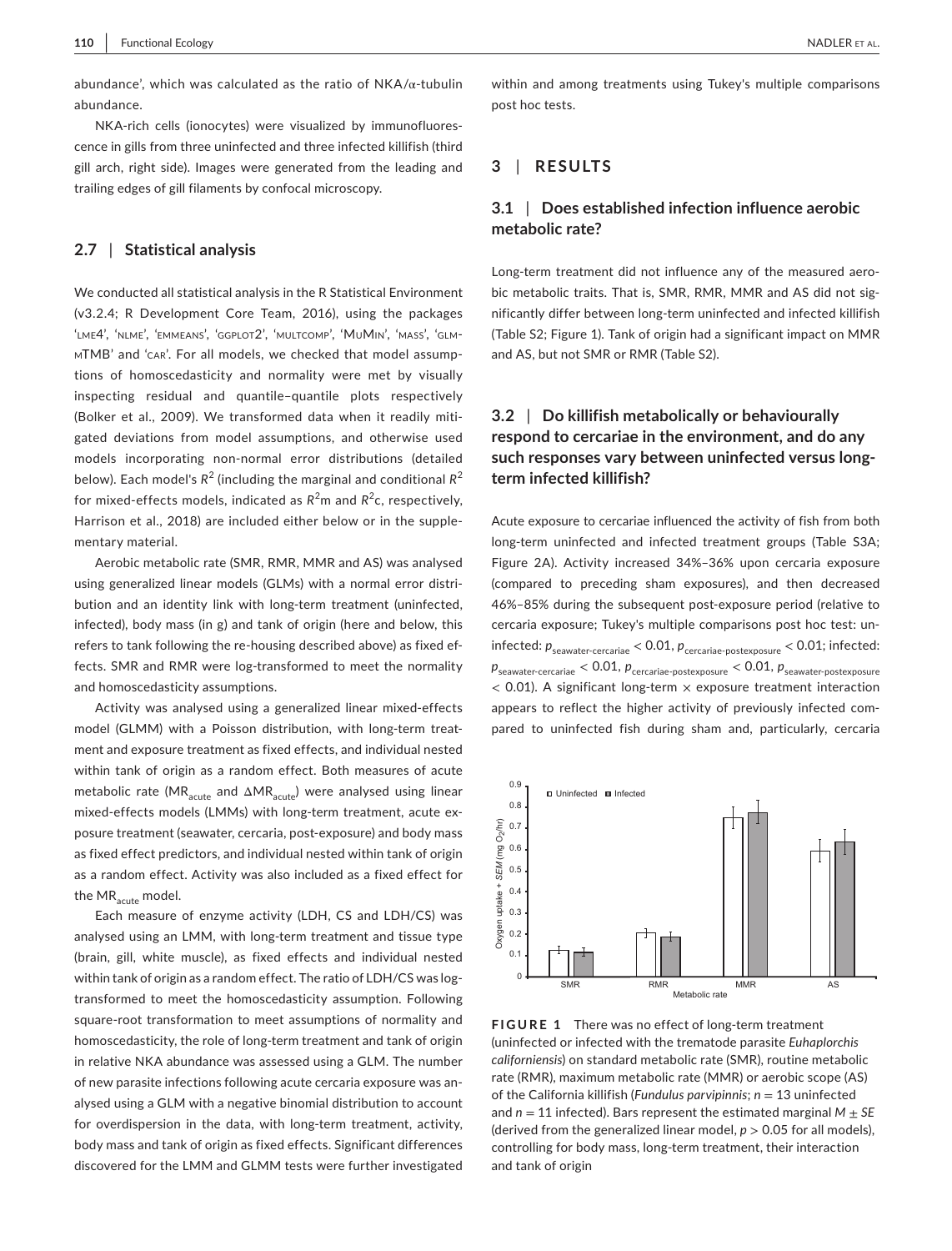abundance', which was calculated as the ratio of NKA/α-tubulin abundance.

NKA-rich cells (ionocytes) were visualized by immunofluorescence in gills from three uninfected and three infected killifish (third gill arch, right side). Images were generated from the leading and trailing edges of gill filaments by confocal microscopy.

### 2.7 | Statistical analysis

We conducted all statistical analysis in the R Statistical Environment (v3.2.4; R Development Core Team, 2016), using the packages 'LME4', 'NLME', 'EMMEANS', 'GGPLOT2', 'MULTCOMP', 'MUMIN', 'MASS', 'GLMMTMB' and 'CAR'. For all models, we checked that model assumptions of homoscedasticity and normality were met by visually inspecting residual and quantile–quantile plots respectively (Bolker et al., 2009). We transformed data when it readily mitigated deviations from model assumptions, and otherwise used models incorporating non-normal error distributions (detailed below). Each model's $R^2$ (including the marginal and conditional $R^2$ for mixed-effects models, indicated as $R^2$m and $R^2$c, respectively, Harrison et al., 2018) are included either below or in the supplementary material.

Aerobic metabolic rate (SMR, RMR, MMR and AS) was analysed using generalized linear models (GLMs) with a normal error distribution and an identity link with long-term treatment (uninfected, infected), body mass (in g) and tank of origin (here and below, this refers to tank following the re-housing described above) as fixed effects. SMR and RMR were log-transformed to meet the normality and homoscedasticity assumptions.

Activity was analysed using a generalized linear mixed-effects model (GLMM) with a Poisson distribution, with long-term treatment and exposure treatment as fixed effects, and individual nested within tank of origin as a random effect. Both measures of acute metabolic rate ($MR_{acute}$ and $\Delta MR_{acute}$) were analysed using linear mixed-effects models (LMMs) with long-term treatment, acute exposure treatment (seawater, cercaria, post-exposure) and body mass as fixed effect predictors, and individual nested within tank of origin as a random effect. Activity was also included as a fixed effect for the $MR_{acute}$ model.

Each measure of enzyme activity (LDH, CS and LDH/CS) was analysed using an LMM, with long-term treatment and tissue type (brain, gill, white muscle), as fixed effects and individual nested within tank of origin as a random effect. The ratio of LDH/CS was log-transformed to meet the homoscedasticity assumption. Following square-root transformation to meet assumptions of normality and homoscedasticity, the role of long-term treatment and tank of origin in relative NKA abundance was assessed using a GLM. The number of new parasite infections following acute cercaria exposure was analysed using a GLM with a negative binomial distribution to account for overdispersion in the data, with long-term treatment, activity, body mass and tank of origin as fixed effects. Significant differences discovered for the LMM and GLMM tests were further investigated within and among treatments using Tukey's multiple comparisons post hoc tests.

## 3 | RESULTS

### 3.1 | Does established infection influence aerobic metabolic rate?

Long-term treatment did not influence any of the measured aerobic metabolic traits. That is, SMR, RMR, MMR and AS did not significantly differ between long-term uninfected and infected killifish (Table S2; Figure 1). Tank of origin had a significant impact on MMR and AS, but not SMR or RMR (Table S2).

### 3.2 | Do killifish metabolically or behaviourally respond to cercariae in the environment, and do any such responses vary between uninfected versus long-term infected killifish?

Acute exposure to cercariae influenced the activity of fish from both long-term uninfected and infected treatment groups (Table S3A; Figure 2A). Activity increased 34%–36% upon cercaria exposure (compared to preceding sham exposures), and then decreased 46%–85% during the subsequent post-exposure period (relative to cercaria exposure; Tukey's multiple comparisons post hoc test: uninfected: $p_{\text{seawater-cercariae}} < 0.01$, $p_{\text{cercariae-postexposure}} < 0.01$; infected: $p_{\text{seawater-cercariae}} < 0.01$, $p_{\text{cercariae-postexposure}} < 0.01$, $p_{\text{seawater-postexposure}} < 0.01$). A significant long-term × exposure treatment interaction appears to reflect the higher activity of previously infected compared to uninfected fish during sham and, particularly, cercaria

**FIGURE 1** There was no effect of long-term treatment (uninfected or infected with the trematode parasite *Euhaplorchis californiensis*) on standard metabolic rate (SMR), routine metabolic rate (RMR), maximum metabolic rate (MMR) or aerobic scope (AS) of the California killifish (*Fundulus parvipinnis*; $n = 13$ uninfected and $n = 11$ infected). Bars represent the estimated marginal $M \pm SE$ (derived from the generalized linear model, $p > 0.05$ for all models), controlling for body mass, long-term treatment, their interaction and tank of origin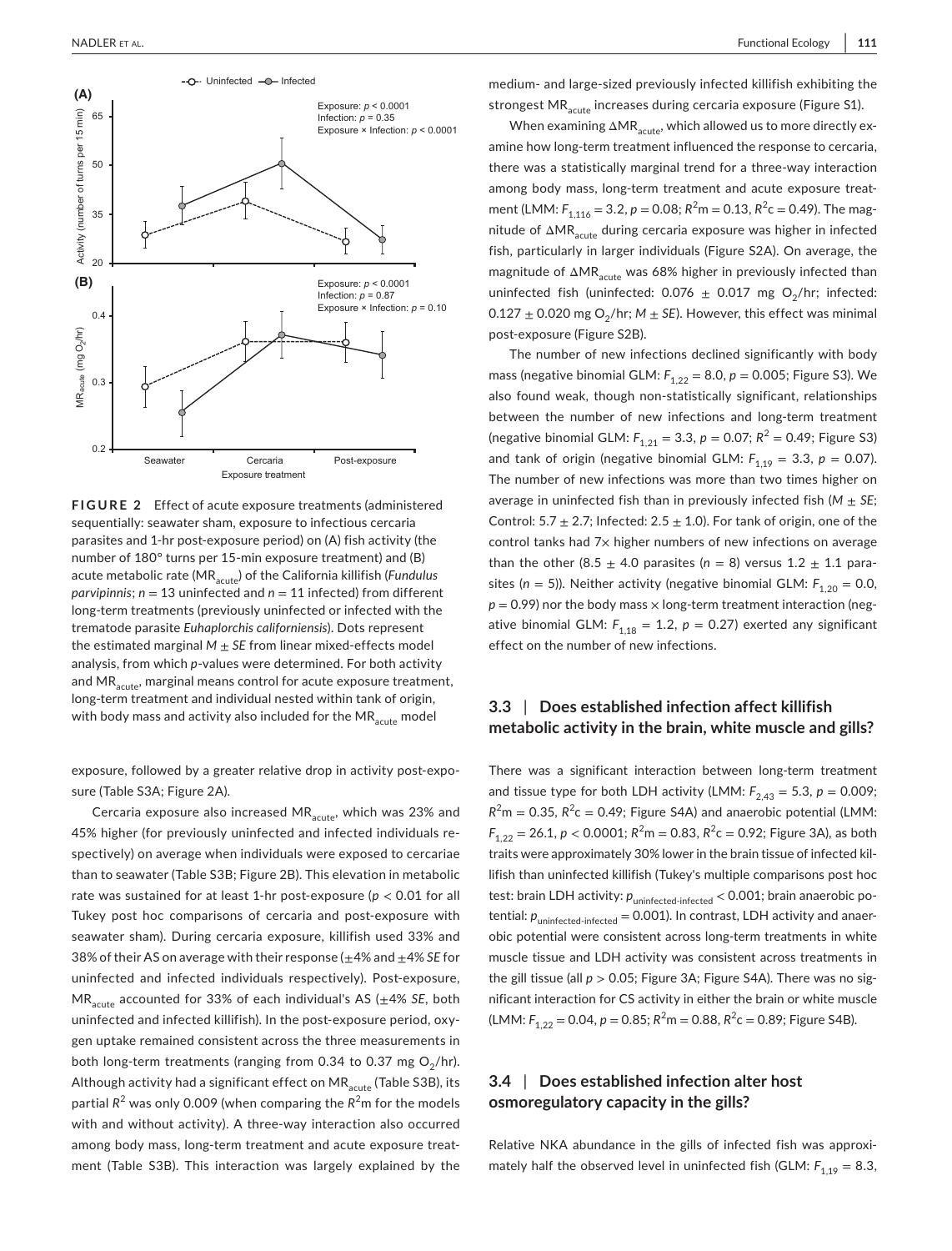**FIGURE 2** Effect of acute exposure treatments (administered sequentially: seawater sham, exposure to infectious cercaria parasites and 1-hr post-exposure period) on (A) fish activity (the number of 180° turns per 15-min exposure treatment) and (B) acute metabolic rate ($MR_{acute}$) of the California killifish (*Fundulus parvipinnis*; $n = 13$ uninfected and $n = 11$ infected) from different long-term treatments (previously uninfected or infected with the trematode parasite *Euhaplorchis californiensis*). Dots represent the estimated marginal $M \pm SE$ from linear mixed-effects model analysis, from which *p*-values were determined. For both activity and $MR_{acute}$, marginal means control for acute exposure treatment, long-term treatment and individual nested within tank of origin, with body mass and activity also included for the $MR_{acute}$ model

exposure, followed by a greater relative drop in activity post-exposure (Table S3A; Figure 2A).

Cercaria exposure also increased $MR_{acute}$, which was 23% and 45% higher (for previously uninfected and infected individuals respectively) on average when individuals were exposed to cercariae than to seawater (Table S3B; Figure 2B). This elevation in metabolic rate was sustained for at least 1-hr post-exposure ($p < 0.01$ for all Tukey post hoc comparisons of cercaria and post-exposure with seawater sham). During cercaria exposure, killifish used 33% and 38% of their AS on average with their response (±4% and ±4% *SE* for uninfected and infected individuals respectively). Post-exposure, $MR_{acute}$ accounted for 33% of each individual's AS (±4% *SE*, both uninfected and infected killifish). In the post-exposure period, oxygen uptake remained consistent across the three measurements in both long-term treatments (ranging from 0.34 to 0.37 mg $O_2$/hr). Although activity had a significant effect on $MR_{acute}$ (Table S3B), its partial $R^2$ was only 0.009 (when comparing the $R^2$m for the models with and without activity). A three-way interaction also occurred among body mass, long-term treatment and acute exposure treatment (Table S3B). This interaction was largely explained by the medium- and large-sized previously infected killifish exhibiting the strongest $MR_{acute}$ increases during cercaria exposure (Figure S1).

When examining $\Delta MR_{acute}$, which allowed us to more directly examine how long-term treatment influenced the response to cercaria, there was a statistically marginal trend for a three-way interaction among body mass, long-term treatment and acute exposure treatment (LMM: $F_{1,116} = 3.2$, $p = 0.08$; $R^2$m = 0.13, $R^2$c = 0.49). The magnitude of $\Delta MR_{acute}$ during cercaria exposure was higher in infected fish, particularly in larger individuals (Figure S2A). On average, the magnitude of $\Delta MR_{acute}$ was 68% higher in previously infected than uninfected fish (uninfected: 0.076 ± 0.017 mg $O_2$/hr; infected: 0.127 ± 0.020 mg $O_2$/hr; $M \pm SE$). However, this effect was minimal post-exposure (Figure S2B).

The number of new infections declined significantly with body mass (negative binomial GLM: $F_{1,22} = 8.0$, $p = 0.005$; Figure S3). We also found weak, though non-statistically significant, relationships between the number of new infections and long-term treatment (negative binomial GLM: $F_{1,21} = 3.3$, $p = 0.07$; $R^2 = 0.49$; Figure S3) and tank of origin (negative binomial GLM: $F_{1,19} = 3.3$, $p = 0.07$). The number of new infections was more than two times higher on average in uninfected fish than in previously infected fish ($M \pm SE$; Control: 5.7 ± 2.7; Infected: 2.5 ± 1.0). For tank of origin, one of the control tanks had 7× higher numbers of new infections on average than the other (8.5 ± 4.0 parasites ($n = 8$) versus 1.2 ± 1.1 parasites ($n = 5$)). Neither activity (negative binomial GLM: $F_{1,20} = 0.0$, $p = 0.99$) nor the body mass × long-term treatment interaction (negative binomial GLM: $F_{1,18} = 1.2$, $p = 0.27$) exerted any significant effect on the number of new infections.

### 3.3 | Does established infection affect killifish metabolic activity in the brain, white muscle and gills?

There was a significant interaction between long-term treatment and tissue type for both LDH activity (LMM: $F_{2,43} = 5.3$, $p = 0.009$; $R^2$m = 0.35, $R^2$c = 0.49; Figure S4A) and anaerobic potential (LMM: $F_{1,22} = 26.1$, $p < 0.0001$; $R^2$m = 0.83, $R^2$c = 0.92; Figure 3A), as both traits were approximately 30% lower in the brain tissue of infected killifish than uninfected killifish (Tukey's multiple comparisons post hoc test: brain LDH activity: $p_{\text{uninfected-infected}} < 0.001$; brain anaerobic potential: $p_{\text{uninfected-infected}} = 0.001$). In contrast, LDH activity and anaerobic potential were consistent across long-term treatments in white muscle tissue and LDH activity was consistent across treatments in the gill tissue (all $p > 0.05$; Figure 3A; Figure S4A). There was no significant interaction for CS activity in either the brain or white muscle (LMM: $F_{1,22} = 0.04$, $p = 0.85$; $R^2$m = 0.88, $R^2$c = 0.89; Figure S4B).

### 3.4 | Does established infection alter host osmoregulatory capacity in the gills?

Relative NKA abundance in the gills of infected fish was approximately half the observed level in uninfected fish (GLM: $F_{1,19} = 8.3$,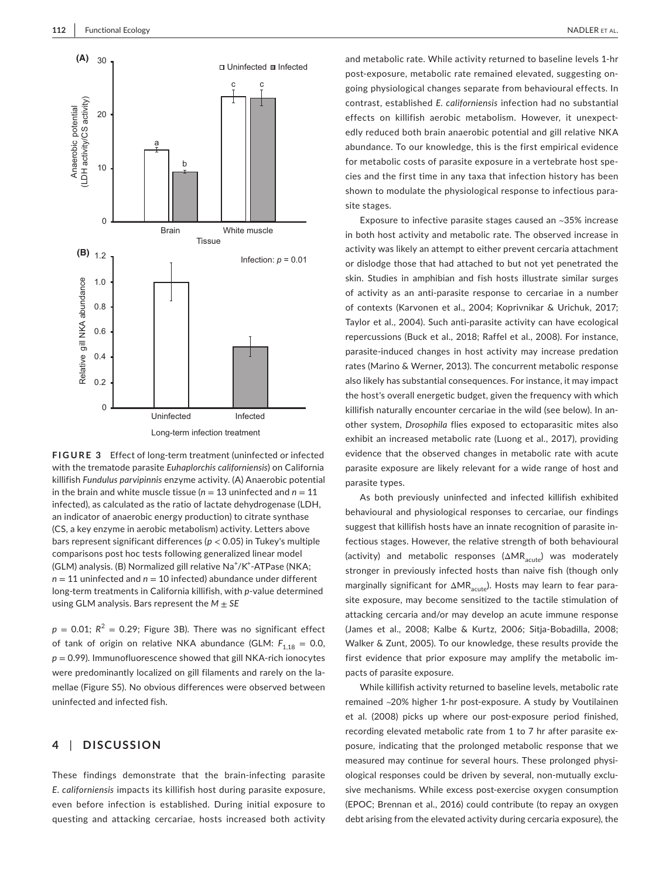**FIGURE 3** Effect of long-term treatment (uninfected or infected with the trematode parasite *Euhaplorchis californiensis*) on California killifish *Fundulus parvipinnis* enzyme activity. (A) Anaerobic potential in the brain and white muscle tissue ($n = 13$ uninfected and $n = 11$ infected), as calculated as the ratio of lactate dehydrogenase (LDH, an indicator of anaerobic energy production) to citrate synthase (CS, a key enzyme in aerobic metabolism) activity. Letters above bars represent significant differences ($p < 0.05$) in Tukey's multiple comparisons post hoc tests following generalized linear model (GLM) analysis. (B) Normalized gill relative $Na^+/K^+$-ATPase (NKA; $n = 11$ uninfected and $n = 10$ infected) abundance under different long-term treatments in California killifish, with *p*-value determined using GLM analysis. Bars represent the $M \pm SE$

$p = 0.01$; $R^2 = 0.29$; Figure 3B). There was no significant effect of tank of origin on relative NKA abundance (GLM: $F_{1,18} = 0.0$, $p = 0.99$). Immunofluorescence showed that gill NKA-rich ionocytes were predominantly localized on gill filaments and rarely on the lamellae (Figure S5). No obvious differences were observed between uninfected and infected fish.

## 4 | DISCUSSION

These findings demonstrate that the brain-infecting parasite *E. californiensis* impacts its killifish host during parasite exposure, even before infection is established. During initial exposure to questing and attacking cercariae, hosts increased both activity and metabolic rate. While activity returned to baseline levels 1-hr post-exposure, metabolic rate remained elevated, suggesting ongoing physiological changes separate from behavioural effects. In contrast, established *E. californiensis* infection had no substantial effects on killifish aerobic metabolism. However, it unexpectedly reduced both brain anaerobic potential and gill relative NKA abundance. To our knowledge, this is the first empirical evidence for metabolic costs of parasite exposure in a vertebrate host species and the first time in any taxa that infection history has been shown to modulate the physiological response to infectious parasite stages.

Exposure to infective parasite stages caused an ~35% increase in both host activity and metabolic rate. The observed increase in activity was likely an attempt to either prevent cercaria attachment or dislodge those that had attached to but not yet penetrated the skin. Studies in amphibian and fish hosts illustrate similar surges of activity as an anti-parasite response to cercariae in a number of contexts (Karvonen et al., 2004; Koprivnikar & Urichuk, 2017; Taylor et al., 2004). Such anti-parasite activity can have ecological repercussions (Buck et al., 2018; Raffel et al., 2008). For instance, parasite-induced changes in host activity may increase predation rates (Marino & Werner, 2013). The concurrent metabolic response also likely has substantial consequences. For instance, it may impact the host's overall energetic budget, given the frequency with which killifish naturally encounter cercariae in the wild (see below). In another system, *Drosophila* flies exposed to ectoparasitic mites also exhibit an increased metabolic rate (Luong et al., 2017), providing evidence that the observed changes in metabolic rate with acute parasite exposure are likely relevant for a wide range of host and parasite types.

As both previously uninfected and infected killifish exhibited behavioural and physiological responses to cercariae, our findings suggest that killifish hosts have an innate recognition of parasite infectious stages. However, the relative strength of both behavioural (activity) and metabolic responses ($\Delta MR_{acute}$) was moderately stronger in previously infected hosts than naive fish (though only marginally significant for $\Delta MR_{acute}$). Hosts may learn to fear parasite exposure, may become sensitized to the tactile stimulation of attacking cercaria and/or may develop an acute immune response (James et al., 2008; Kalbe & Kurtz, 2006; Sitja-Bobadilla, 2008; Walker & Zunt, 2005). To our knowledge, these results provide the first evidence that prior exposure may amplify the metabolic impacts of parasite exposure.

While killifish activity returned to baseline levels, metabolic rate remained ~20% higher 1-hr post-exposure. A study by Voutilainen et al. (2008) picks up where our post-exposure period finished, recording elevated metabolic rate from 1 to 7 hr after parasite exposure, indicating that the prolonged metabolic response that we measured may continue for several hours. These prolonged physiological responses could be driven by several, non-mutually exclusive mechanisms. While excess post-exercise oxygen consumption (EPOC; Brennan et al., 2016) could contribute (to repay an oxygen debt arising from the elevated activity during cercaria exposure), the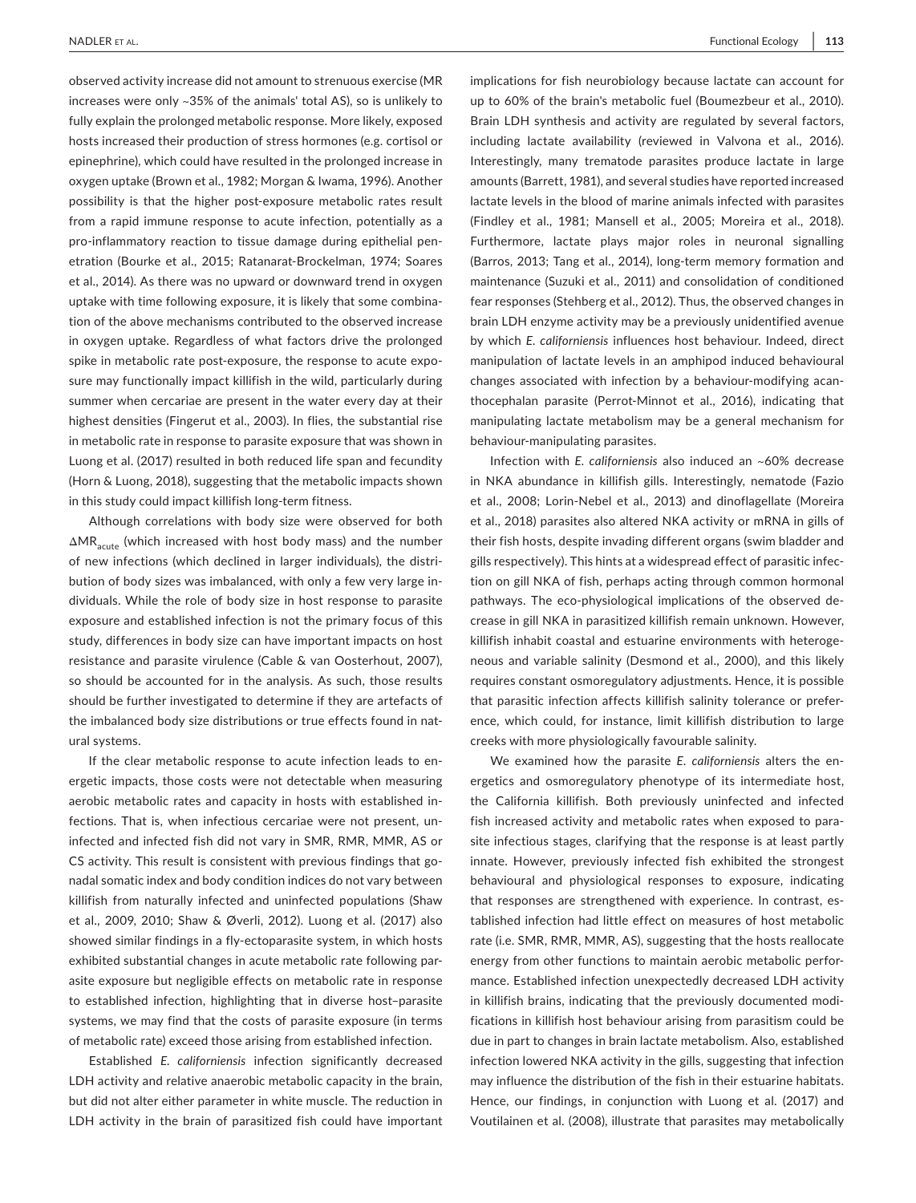observed activity increase did not amount to strenuous exercise (MR increases were only ~35% of the animals' total AS), so is unlikely to fully explain the prolonged metabolic response. More likely, exposed hosts increased their production of stress hormones (e.g. cortisol or epinephrine), which could have resulted in the prolonged increase in oxygen uptake (Brown et al., 1982; Morgan & Iwama, 1996). Another possibility is that the higher post-exposure metabolic rates result from a rapid immune response to acute infection, potentially as a pro-inflammatory reaction to tissue damage during epithelial penetration (Bourke et al., 2015; Ratanarat-Brockelman, 1974; Soares et al., 2014). As there was no upward or downward trend in oxygen uptake with time following exposure, it is likely that some combination of the above mechanisms contributed to the observed increase in oxygen uptake. Regardless of what factors drive the prolonged spike in metabolic rate post-exposure, the response to acute exposure may functionally impact killifish in the wild, particularly during summer when cercariae are present in the water every day at their highest densities (Fingerut et al., 2003). In flies, the substantial rise in metabolic rate in response to parasite exposure that was shown in Luong et al. (2017) resulted in both reduced life span and fecundity (Horn & Luong, 2018), suggesting that the metabolic impacts shown in this study could impact killifish long-term fitness.

Although correlations with body size were observed for both $\Delta MR_{acute}$ (which increased with host body mass) and the number of new infections (which declined in larger individuals), the distribution of body sizes was imbalanced, with only a few very large individuals. While the role of body size in host response to parasite exposure and established infection is not the primary focus of this study, differences in body size can have important impacts on host resistance and parasite virulence (Cable & van Oosterhout, 2007), so should be accounted for in the analysis. As such, those results should be further investigated to determine if they are artefacts of the imbalanced body size distributions or true effects found in natural systems.

If the clear metabolic response to acute infection leads to energetic impacts, those costs were not detectable when measuring aerobic metabolic rates and capacity in hosts with established infections. That is, when infectious cercariae were not present, uninfected and infected fish did not vary in SMR, RMR, MMR, AS or CS activity. This result is consistent with previous findings that gonadal somatic index and body condition indices do not vary between killifish from naturally infected and uninfected populations (Shaw et al., 2009, 2010; Shaw & Øverli, 2012). Luong et al. (2017) also showed similar findings in a fly-ectoparasite system, in which hosts exhibited substantial changes in acute metabolic rate following parasite exposure but negligible effects on metabolic rate in response to established infection, highlighting that in diverse host–parasite systems, we may find that the costs of parasite exposure (in terms of metabolic rate) exceed those arising from established infection.

Established *E. californiensis* infection significantly decreased LDH activity and relative anaerobic metabolic capacity in the brain, but did not alter either parameter in white muscle. The reduction in LDH activity in the brain of parasitized fish could have important implications for fish neurobiology because lactate can account for up to 60% of the brain's metabolic fuel (Boumezbeur et al., 2010). Brain LDH synthesis and activity are regulated by several factors, including lactate availability (reviewed in Valvona et al., 2016). Interestingly, many trematode parasites produce lactate in large amounts (Barrett, 1981), and several studies have reported increased lactate levels in the blood of marine animals infected with parasites (Findley et al., 1981; Mansell et al., 2005; Moreira et al., 2018). Furthermore, lactate plays major roles in neuronal signalling (Barros, 2013; Tang et al., 2014), long-term memory formation and maintenance (Suzuki et al., 2011) and consolidation of conditioned fear responses (Stehberg et al., 2012). Thus, the observed changes in brain LDH enzyme activity may be a previously unidentified avenue by which *E. californiensis* influences host behaviour. Indeed, direct manipulation of lactate levels in an amphipod induced behavioural changes associated with infection by a behaviour-modifying acanthocephalan parasite (Perrot-Minnot et al., 2016), indicating that manipulating lactate metabolism may be a general mechanism for behaviour-manipulating parasites.

Infection with *E. californiensis* also induced an ~60% decrease in NKA abundance in killifish gills. Interestingly, nematode (Fazio et al., 2008; Lorin-Nebel et al., 2013) and dinoflagellate (Moreira et al., 2018) parasites also altered NKA activity or mRNA in gills of their fish hosts, despite invading different organs (swim bladder and gills respectively). This hints at a widespread effect of parasitic infection on gill NKA of fish, perhaps acting through common hormonal pathways. The eco-physiological implications of the observed decrease in gill NKA in parasitized killifish remain unknown. However, killifish inhabit coastal and estuarine environments with heterogeneous and variable salinity (Desmond et al., 2000), and this likely requires constant osmoregulatory adjustments. Hence, it is possible that parasitic infection affects killifish salinity tolerance or preference, which could, for instance, limit killifish distribution to large creeks with more physiologically favourable salinity.

We examined how the parasite *E. californiensis* alters the energetics and osmoregulatory phenotype of its intermediate host, the California killifish. Both previously uninfected and infected fish increased activity and metabolic rates when exposed to parasite infectious stages, clarifying that the response is at least partly innate. However, previously infected fish exhibited the strongest behavioural and physiological responses to exposure, indicating that responses are strengthened with experience. In contrast, established infection had little effect on measures of host metabolic rate (i.e. SMR, RMR, MMR, AS), suggesting that the hosts reallocate energy from other functions to maintain aerobic metabolic performance. Established infection unexpectedly decreased LDH activity in killifish brains, indicating that the previously documented modifications in killifish host behaviour arising from parasitism could be due in part to changes in brain lactate metabolism. Also, established infection lowered NKA activity in the gills, suggesting that infection may influence the distribution of the fish in their estuarine habitats. Hence, our findings, in conjunction with Luong et al. (2017) and Voutilainen et al. (2008), illustrate that parasites may metabolically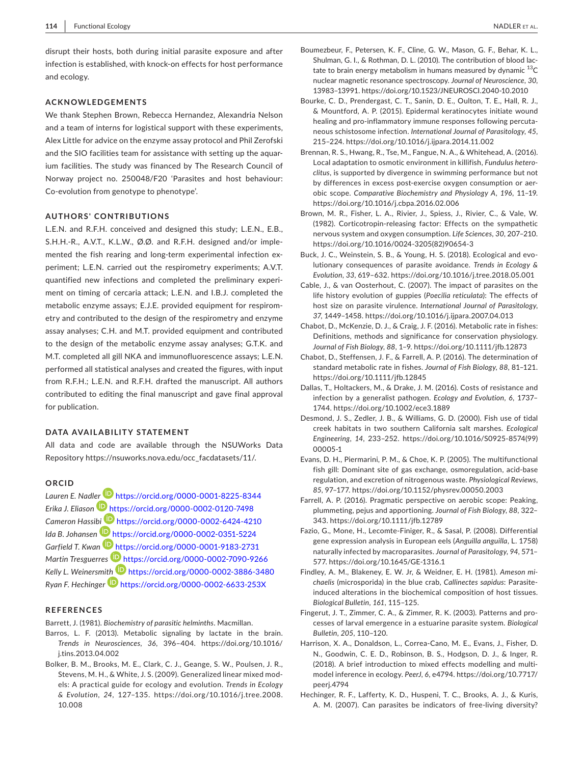disrupt their hosts, both during initial parasite exposure and after infection is established, with knock-on effects for host performance and ecology.

## ACKNOWLEDGEMENTS

We thank Stephen Brown, Rebecca Hernandez, Alexandria Nelson and a team of interns for logistical support with these experiments, Alex Little for advice on the enzyme assay protocol and Phil Zerofski and the SIO facilities team for assistance with setting up the aquarium facilities. The study was financed by The Research Council of Norway project no. 250048/F20 'Parasites and host behaviour: Co-evolution from genotype to phenotype'.

## AUTHORS' CONTRIBUTIONS

L.E.N. and R.F.H. conceived and designed this study; L.E.N., E.B., S.H.H.-R., A.V.T., K.L.W., Ø.Ø. and R.F.H. designed and/or implemented the fish rearing and long-term experimental infection experiment; L.E.N. carried out the respirometry experiments; A.V.T. quantified new infections and completed the preliminary experiment on timing of cercaria attack; L.E.N. and I.B.J. completed the metabolic enzyme assays; E.J.E. provided equipment for respirometry and contributed to the design of the respirometry and enzyme assay analyses; C.H. and M.T. provided equipment and contributed to the design of the metabolic enzyme assay analyses; G.T.K. and M.T. completed all gill NKA and immunofluorescence assays; L.E.N. performed all statistical analyses and created the figures, with input from R.F.H.; L.E.N. and R.F.H. drafted the manuscript. All authors contributed to editing the final manuscript and gave final approval for publication.

## DATA AVAILABILITY STATEMENT

All data and code are available through the NSUWorks Data Repository https://nsuworks.nova.edu/occ_facdatasets/11/.

## ORCID

*Lauren E. Nadler* https://orcid.org/0000-0001-8225-8344
*Erika J. Eliason* https://orcid.org/0000-0002-0120-7498
*Cameron Hassibi* https://orcid.org/0000-0002-6424-4210
*Ida B. Johansen* https://orcid.org/0000-0002-0351-5224
*Garfield T. Kwan* https://orcid.org/0000-0001-9183-2731
*Martin Tresguerres* https://orcid.org/0000-0002-7090-9266
*Kelly L. Weinersmith* https://orcid.org/0000-0002-3886-3480
*Ryan F. Hechinger* https://orcid.org/0000-0002-6633-253X

## REFERENCES

Barrett, J. (1981). *Biochemistry of parasitic helminths*. Macmillan.

Barros, L. F. (2013). Metabolic signaling by lactate in the brain. *Trends in Neurosciences*, *36*, 396–404. https://doi.org/10.1016/j.tins.2013.04.002

Bolker, B. M., Brooks, M. E., Clark, C. J., Geange, S. W., Poulsen, J. R., Stevens, M. H., & White, J. S. (2009). Generalized linear mixed models: A practical guide for ecology and evolution. *Trends in Ecology & Evolution*, *24*, 127–135. https://doi.org/10.1016/j.tree.2008.10.008

Boumezbeur, F., Petersen, K. F., Cline, G. W., Mason, G. F., Behar, K. L., Shulman, G. I., & Rothman, D. L. (2010). The contribution of blood lactate to brain energy metabolism in humans measured by dynamic $^{13}C$ nuclear magnetic resonance spectroscopy. *Journal of Neuroscience*, *30*, 13983–13991. https://doi.org/10.1523/JNEUROSCI.2040-10.2010

Bourke, C. D., Prendergast, C. T., Sanin, D. E., Oulton, T. E., Hall, R. J., & Mountford, A. P. (2015). Epidermal keratinocytes initiate wound healing and pro-inflammatory immune responses following percutaneous schistosome infection. *International Journal of Parasitology*, *45*, 215–224. https://doi.org/10.1016/j.ijpara.2014.11.002

Brennan, R. S., Hwang, R., Tse, M., Fangue, N. A., & Whitehead, A. (2016). Local adaptation to osmotic environment in killifish, *Fundulus heteroclitus*, is supported by divergence in swimming performance but not by differences in excess post-exercise oxygen consumption or aerobic scope. *Comparative Biochemistry and Physiology A*, *196*, 11–19. https://doi.org/10.1016/j.cbpa.2016.02.006

Brown, M. R., Fisher, L. A., Rivier, J., Spiess, J., Rivier, C., & Vale, W. (1982). Corticotropin-releasing factor: Effects on the sympathetic nervous system and oxygen consumption. *Life Sciences*, *30*, 207–210. https://doi.org/10.1016/0024-3205(82)90654-3

Buck, J. C., Weinstein, S. B., & Young, H. S. (2018). Ecological and evolutionary consequences of parasite avoidance. *Trends in Ecology & Evolution*, *33*, 619–632. https://doi.org/10.1016/j.tree.2018.05.001

Cable, J., & van Oosterhout, C. (2007). The impact of parasites on the life history evolution of guppies (*Poecilia reticulata*): The effects of host size on parasite virulence. *International Journal of Parasitology*, *37*, 1449–1458. https://doi.org/10.1016/j.ijpara.2007.04.013

Chabot, D., McKenzie, D. J., & Craig, J. F. (2016). Metabolic rate in fishes: Definitions, methods and significance for conservation physiology. *Journal of Fish Biology*, *88*, 1–9. https://doi.org/10.1111/jfb.12873

Chabot, D., Steffensen, J. F., & Farrell, A. P. (2016). The determination of standard metabolic rate in fishes. *Journal of Fish Biology*, *88*, 81–121. https://doi.org/10.1111/jfb.12845

Dallas, T., Holtackers, M., & Drake, J. M. (2016). Costs of resistance and infection by a generalist pathogen. *Ecology and Evolution*, *6*, 1737–1744. https://doi.org/10.1002/ece3.1889

Desmond, J. S., Zedler, J. B., & Williams, G. D. (2000). Fish use of tidal creek habitats in two southern California salt marshes. *Ecological Engineering*, *14*, 233–252. https://doi.org/10.1016/S0925-8574(99)00005-1

Evans, D. H., Piermarini, P. M., & Choe, K. P. (2005). The multifunctional fish gill: Dominant site of gas exchange, osmoregulation, acid-base regulation, and excretion of nitrogenous waste. *Physiological Reviews*, *85*, 97–177. https://doi.org/10.1152/physrev.00050.2003

Farrell, A. P. (2016). Pragmatic perspective on aerobic scope: Peaking, plummeting, pejus and apportioning. *Journal of Fish Biology*, *88*, 322–343. https://doi.org/10.1111/jfb.12789

Fazio, G., Mone, H., Lecomte-Finiger, R., & Sasal, P. (2008). Differential gene expression analysis in European eels (*Anguilla anguilla*, L. 1758) naturally infected by macroparasites. *Journal of Parasitology*, *94*, 571–577. https://doi.org/10.1645/GE-1316.1

Findley, A. M., Blakeney, E. W. Jr, & Weidner, E. H. (1981). *Ameson michaelis* (microsporida) in the blue crab, *Callinectes sapidus*: Parasite-induced alterations in the biochemical composition of host tissues. *Biological Bulletin*, *161*, 115–125.

Fingerut, J. T., Zimmer, C. A., & Zimmer, R. K. (2003). Patterns and processes of larval emergence in a estuarine parasite system. *Biological Bulletin*, *205*, 110–120.

Harrison, X. A., Donaldson, L., Correa-Cano, M. E., Evans, J., Fisher, D. N., Goodwin, C. E. D., Robinson, B. S., Hodgson, D. J., & Inger, R. (2018). A brief introduction to mixed effects modelling and multi-model inference in ecology. *PeerJ*, *6*, e4794. https://doi.org/10.7717/peerj.4794

Hechinger, R. F., Lafferty, K. D., Huspeni, T. C., Brooks, A. J., & Kuris, A. M. (2007). Can parasites be indicators of free-living diversity?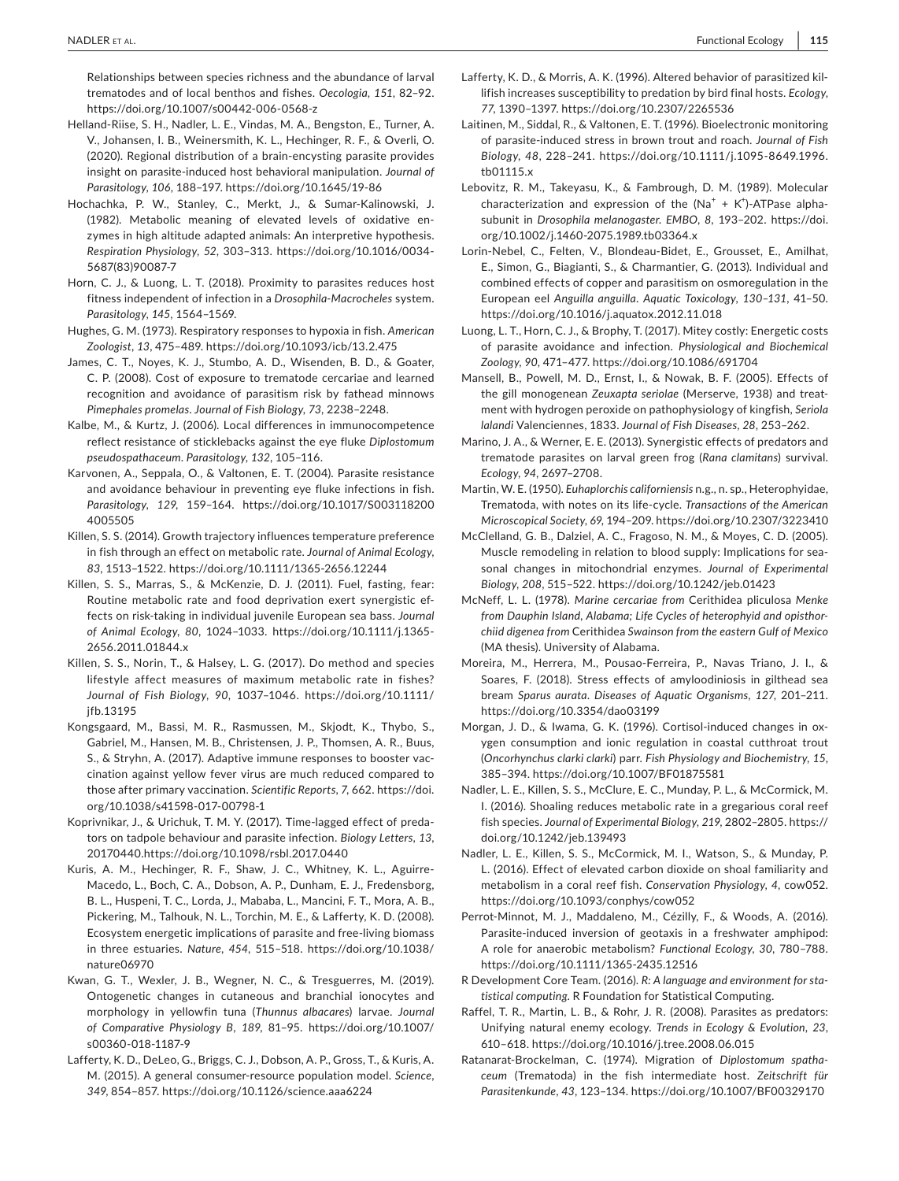Relationships between species richness and the abundance of larval trematodes and of local benthos and fishes. *Oecologia*, *151*, 82–92. https://doi.org/10.1007/s00442-006-0568-z

Helland-Riise, S. H., Nadler, L. E., Vindas, M. A., Bengston, E., Turner, A. V., Johansen, I. B., Weinersmith, K. L., Hechinger, R. F., & Overli, O. (2020). Regional distribution of a brain-encysting parasite provides insight on parasite-induced host behavioral manipulation. *Journal of Parasitology*, *106*, 188–197. https://doi.org/10.1645/19-86

Hochachka, P. W., Stanley, C., Merkt, J., & Sumar-Kalinowski, J. (1982). Metabolic meaning of elevated levels of oxidative enzymes in high altitude adapted animals: An interpretive hypothesis. *Respiration Physiology*, *52*, 303–313. https://doi.org/10.1016/0034-5687(83)90087-7

Horn, C. J., & Luong, L. T. (2018). Proximity to parasites reduces host fitness independent of infection in a *Drosophila-Macrocheles* system. *Parasitology*, *145*, 1564–1569.

Hughes, G. M. (1973). Respiratory responses to hypoxia in fish. *American Zoologist*, *13*, 475–489. https://doi.org/10.1093/icb/13.2.475

James, C. T., Noyes, K. J., Stumbo, A. D., Wisenden, B. D., & Goater, C. P. (2008). Cost of exposure to trematode cercariae and learned recognition and avoidance of parasitism risk by fathead minnows *Pimephales promelas*. *Journal of Fish Biology*, *73*, 2238–2248.

Kalbe, M., & Kurtz, J. (2006). Local differences in immunocompetence reflect resistance of sticklebacks against the eye fluke *Diplostomum pseudospathaceum*. *Parasitology*, *132*, 105–116.

Karvonen, A., Seppala, O., & Valtonen, E. T. (2004). Parasite resistance and avoidance behaviour in preventing eye fluke infections in fish. *Parasitology*, *129*, 159–164. https://doi.org/10.1017/S0031182004005505

Killen, S. S. (2014). Growth trajectory influences temperature preference in fish through an effect on metabolic rate. *Journal of Animal Ecology*, *83*, 1513–1522. https://doi.org/10.1111/1365-2656.12244

Killen, S. S., Marras, S., & McKenzie, D. J. (2011). Fuel, fasting, fear: Routine metabolic rate and food deprivation exert synergistic effects on risk-taking in individual juvenile European sea bass. *Journal of Animal Ecology*, *80*, 1024–1033. https://doi.org/10.1111/j.1365-2656.2011.01844.x

Killen, S. S., Norin, T., & Halsey, L. G. (2017). Do method and species lifestyle affect measures of maximum metabolic rate in fishes? *Journal of Fish Biology*, *90*, 1037–1046. https://doi.org/10.1111/jfb.13195

Kongsgaard, M., Bassi, M. R., Rasmussen, M., Skjodt, K., Thybo, S., Gabriel, M., Hansen, M. B., Christensen, J. P., Thomsen, A. R., Buus, S., & Stryhn, A. (2017). Adaptive immune responses to booster vaccination against yellow fever virus are much reduced compared to those after primary vaccination. *Scientific Reports*, *7*, 662. https://doi.org/10.1038/s41598-017-00798-1

Koprivnikar, J., & Urichuk, T. M. Y. (2017). Time-lagged effect of predators on tadpole behaviour and parasite infection. *Biology Letters*, *13*, 20170440.https://doi.org/10.1098/rsbl.2017.0440

Kuris, A. M., Hechinger, R. F., Shaw, J. C., Whitney, K. L., Aguirre-Macedo, L., Boch, C. A., Dobson, A. P., Dunham, E. J., Fredensborg, B. L., Huspeni, T. C., Lorda, J., Mababa, L., Mancini, F. T., Mora, A. B., Pickering, M., Talhouk, N. L., Torchin, M. E., & Lafferty, K. D. (2008). Ecosystem energetic implications of parasite and free-living biomass in three estuaries. *Nature*, *454*, 515–518. https://doi.org/10.1038/nature06970

Kwan, G. T., Wexler, J. B., Wegner, N. C., & Tresguerres, M. (2019). Ontogenetic changes in cutaneous and branchial ionocytes and morphology in yellowfin tuna (*Thunnus albacares*) larvae. *Journal of Comparative Physiology B*, *189*, 81–95. https://doi.org/10.1007/s00360-018-1187-9

Lafferty, K. D., DeLeo, G., Briggs, C. J., Dobson, A. P., Gross, T., & Kuris, A. M. (2015). A general consumer-resource population model. *Science*, *349*, 854–857. https://doi.org/10.1126/science.aaa6224

Lafferty, K. D., & Morris, A. K. (1996). Altered behavior of parasitized killifish increases susceptibility to predation by bird final hosts. *Ecology*, *77*, 1390–1397. https://doi.org/10.2307/2265536

Laitinen, M., Siddal, R., & Valtonen, E. T. (1996). Bioelectronic monitoring of parasite-induced stress in brown trout and roach. *Journal of Fish Biology*, *48*, 228–241. https://doi.org/10.1111/j.1095-8649.1996.tb01115.x

Lebovitz, R. M., Takeyasu, K., & Fambrough, D. M. (1989). Molecular characterization and expression of the ($Na^+$ + $K^+$)-ATPase alpha-subunit in *Drosophila melanogaster*. *EMBO*, *8*, 193–202. https://doi.org/10.1002/j.1460-2075.1989.tb03364.x

Lorin-Nebel, C., Felten, V., Blondeau-Bidet, E., Grousset, E., Amilhat, E., Simon, G., Biagianti, S., & Charmantier, G. (2013). Individual and combined effects of copper and parasitism on osmoregulation in the European eel *Anguilla anguilla*. *Aquatic Toxicology*, *130–131*, 41–50. https://doi.org/10.1016/j.aquatox.2012.11.018

Luong, L. T., Horn, C. J., & Brophy, T. (2017). Mitey costly: Energetic costs of parasite avoidance and infection. *Physiological and Biochemical Zoology*, *90*, 471–477. https://doi.org/10.1086/691704

Mansell, B., Powell, M. D., Ernst, I., & Nowak, B. F. (2005). Effects of the gill monogenean *Zeuxapta seriolae* (Merserve, 1938) and treatment with hydrogen peroxide on pathophysiology of kingfish, *Seriola lalandi* Valenciennes, 1833. *Journal of Fish Diseases*, *28*, 253–262.

Marino, J. A., & Werner, E. E. (2013). Synergistic effects of predators and trematode parasites on larval green frog (*Rana clamitans*) survival. *Ecology*, *94*, 2697–2708.

Martin, W. E. (1950). *Euhaplorchis californiensis* n.g., n. sp., Heterophyidae, Trematoda, with notes on its life-cycle. *Transactions of the American Microscopical Society*, *69*, 194–209. https://doi.org/10.2307/3223410

McClelland, G. B., Dalziel, A. C., Fragoso, N. M., & Moyes, C. D. (2005). Muscle remodeling in relation to blood supply: Implications for seasonal changes in mitochondrial enzymes. *Journal of Experimental Biology*, *208*, 515–522. https://doi.org/10.1242/jeb.01423

McNeff, L. L. (1978). *Marine cercariae from* Cerithidea pliculosa *Menke from Dauphin Island, Alabama; Life Cycles of heterophyid and opisthorchiid digenea from* Cerithidea *Swainson from the eastern Gulf of Mexico* (MA thesis). University of Alabama.

Moreira, M., Herrera, M., Pousao-Ferreira, P., Navas Triano, J. I., & Soares, F. (2018). Stress effects of amyloodiniosis in gilthead sea bream *Sparus aurata*. *Diseases of Aquatic Organisms*, *127*, 201–211. https://doi.org/10.3354/dao03199

Morgan, J. D., & Iwama, G. K. (1996). Cortisol-induced changes in oxygen consumption and ionic regulation in coastal cutthroat trout (*Oncorhynchus clarki clarki*) parr. *Fish Physiology and Biochemistry*, *15*, 385–394. https://doi.org/10.1007/BF01875581

Nadler, L. E., Killen, S. S., McClure, E. C., Munday, P. L., & McCormick, M. I. (2016). Shoaling reduces metabolic rate in a gregarious coral reef fish species. *Journal of Experimental Biology*, *219*, 2802–2805. https://doi.org/10.1242/jeb.139493

Nadler, L. E., Killen, S. S., McCormick, M. I., Watson, S., & Munday, P. L. (2016). Effect of elevated carbon dioxide on shoal familiarity and metabolism in a coral reef fish. *Conservation Physiology*, *4*, cow052. https://doi.org/10.1093/conphys/cow052

Perrot-Minnot, M. J., Maddaleno, M., Cézilly, F., & Woods, A. (2016). Parasite-induced inversion of geotaxis in a freshwater amphipod: A role for anaerobic metabolism? *Functional Ecology*, *30*, 780–788. https://doi.org/10.1111/1365-2435.12516

R Development Core Team. (2016). *R: A language and environment for statistical computing*. R Foundation for Statistical Computing.

Raffel, T. R., Martin, L. B., & Rohr, J. R. (2008). Parasites as predators: Unifying natural enemy ecology. *Trends in Ecology & Evolution*, *23*, 610–618. https://doi.org/10.1016/j.tree.2008.06.015

Ratanarat-Brockelman, C. (1974). Migration of *Diplostomum spathaceum* (Trematoda) in the fish intermediate host. *Zeitschrift für Parasitenkunde*, *43*, 123–134. https://doi.org/10.1007/BF00329170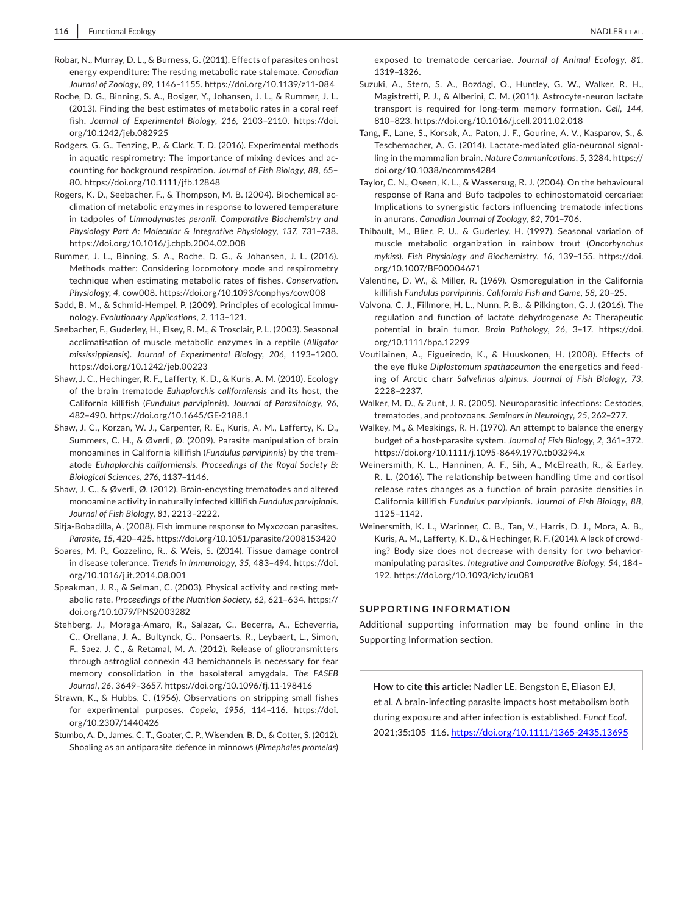Robar, N., Murray, D. L., & Burness, G. (2011). Effects of parasites on host energy expenditure: The resting metabolic rate stalemate. *Canadian Journal of Zoology*, *89*, 1146–1155. https://doi.org/10.1139/z11-084

Roche, D. G., Binning, S. A., Bosiger, Y., Johansen, J. L., & Rummer, J. L. (2013). Finding the best estimates of metabolic rates in a coral reef fish. *Journal of Experimental Biology*, *216*, 2103–2110. https://doi.org/10.1242/jeb.082925

Rodgers, G. G., Tenzing, P., & Clark, T. D. (2016). Experimental methods in aquatic respirometry: The importance of mixing devices and accounting for background respiration. *Journal of Fish Biology*, *88*, 65–80. https://doi.org/10.1111/jfb.12848

Rogers, K. D., Seebacher, F., & Thompson, M. B. (2004). Biochemical acclimation of metabolic enzymes in response to lowered temperature in tadpoles of *Limnodynastes peronii*. *Comparative Biochemistry and Physiology Part A: Molecular & Integrative Physiology*, *137*, 731–738. https://doi.org/10.1016/j.cbpb.2004.02.008

Rummer, J. L., Binning, S. A., Roche, D. G., & Johansen, J. L. (2016). Methods matter: Considering locomotory mode and respirometry technique when estimating metabolic rates of fishes. *Conservation. Physiology*, *4*, cow008. https://doi.org/10.1093/conphys/cow008

Sadd, B. M., & Schmid-Hempel, P. (2009). Principles of ecological immunology. *Evolutionary Applications*, *2*, 113–121.

Seebacher, F., Guderley, H., Elsey, R. M., & Trosclair, P. L. (2003). Seasonal acclimatisation of muscle metabolic enzymes in a reptile (*Alligator mississippiensis*). *Journal of Experimental Biology*, *206*, 1193–1200. https://doi.org/10.1242/jeb.00223

Shaw, J. C., Hechinger, R. F., Lafferty, K. D., & Kuris, A. M. (2010). Ecology of the brain trematode *Euhaplorchis californiensis* and its host, the California killifish (*Fundulus parvipinnis*). *Journal of Parasitology*, *96*, 482–490. https://doi.org/10.1645/GE-2188.1

Shaw, J. C., Korzan, W. J., Carpenter, R. E., Kuris, A. M., Lafferty, K. D., Summers, C. H., & Øverli, Ø. (2009). Parasite manipulation of brain monoamines in California killifish (*Fundulus parvipinnis*) by the trematode *Euhaplorchis californiensis*. *Proceedings of the Royal Society B: Biological Sciences*, *276*, 1137–1146.

Shaw, J. C., & Øverli, Ø. (2012). Brain-encysting trematodes and altered monoamine activity in naturally infected killifish *Fundulus parvipinnis*. *Journal of Fish Biology*, *81*, 2213–2222.

Sitja-Bobadilla, A. (2008). Fish immune response to Myxozoan parasites. *Parasite*, *15*, 420–425. https://doi.org/10.1051/parasite/2008153420

Soares, M. P., Gozzelino, R., & Weis, S. (2014). Tissue damage control in disease tolerance. *Trends in Immunology*, *35*, 483–494. https://doi.org/10.1016/j.it.2014.08.001

Speakman, J. R., & Selman, C. (2003). Physical activity and resting metabolic rate. *Proceedings of the Nutrition Society*, *62*, 621–634. https://doi.org/10.1079/PNS2003282

Stehberg, J., Moraga-Amaro, R., Salazar, C., Becerra, A., Echeverria, C., Orellana, J. A., Bultynck, G., Ponsaerts, R., Leybaert, L., Simon, F., Saez, J. C., & Retamal, M. A. (2012). Release of gliotransmitters through astroglial connexin 43 hemichannels is necessary for fear memory consolidation in the basolateral amygdala. *The FASEB Journal*, *26*, 3649–3657. https://doi.org/10.1096/fj.11-198416

Strawn, K., & Hubbs, C. (1956). Observations on stripping small fishes for experimental purposes. *Copeia*, *1956*, 114–116. https://doi.org/10.2307/1440426

Stumbo, A. D., James, C. T., Goater, C. P., Wisenden, B. D., & Cotter, S. (2012). Shoaling as an antiparasite defence in minnows (*Pimephales promelas*) exposed to trematode cercariae. *Journal of Animal Ecology*, *81*, 1319–1326.

Suzuki, A., Stern, S. A., Bozdagi, O., Huntley, G. W., Walker, R. H., Magistretti, P. J., & Alberini, C. M. (2011). Astrocyte-neuron lactate transport is required for long-term memory formation. *Cell*, *144*, 810–823. https://doi.org/10.1016/j.cell.2011.02.018

Tang, F., Lane, S., Korsak, A., Paton, J. F., Gourine, A. V., Kasparov, S., & Teschemacher, A. G. (2014). Lactate-mediated glia-neuronal signalling in the mammalian brain. *Nature Communications*, *5*, 3284. https://doi.org/10.1038/ncomms4284

Taylor, C. N., Oseen, K. L., & Wassersug, R. J. (2004). On the behavioural response of Rana and Bufo tadpoles to echinostomatoid cercariae: Implications to synergistic factors influencing trematode infections in anurans. *Canadian Journal of Zoology*, *82*, 701–706.

Thibault, M., Blier, P. U., & Guderley, H. (1997). Seasonal variation of muscle metabolic organization in rainbow trout (*Oncorhynchus mykiss*). *Fish Physiology and Biochemistry*, *16*, 139–155. https://doi.org/10.1007/BF00004671

Valentine, D. W., & Miller, R. (1969). Osmoregulation in the California killifish *Fundulus parvipinnis*. *California Fish and Game*, *58*, 20–25.

Valvona, C. J., Fillmore, H. L., Nunn, P. B., & Pilkington, G. J. (2016). The regulation and function of lactate dehydrogenase A: Therapeutic potential in brain tumor. *Brain Pathology*, *26*, 3–17. https://doi.org/10.1111/bpa.12299

Voutilainen, A., Figueiredo, K., & Huuskonen, H. (2008). Effects of the eye fluke *Diplostomum spathaceumon* the energetics and feeding of Arctic charr *Salvelinus alpinus*. *Journal of Fish Biology*, *73*, 2228–2237.

Walker, M. D., & Zunt, J. R. (2005). Neuroparasitic infections: Cestodes, trematodes, and protozoans. *Seminars in Neurology*, *25*, 262–277.

Walkey, M., & Meakings, R. H. (1970). An attempt to balance the energy budget of a host-parasite system. *Journal of Fish Biology*, *2*, 361–372. https://doi.org/10.1111/j.1095-8649.1970.tb03294.x

Weinersmith, K. L., Hanninen, A. F., Sih, A., McElreath, R., & Earley, R. L. (2016). The relationship between handling time and cortisol release rates changes as a function of brain parasite densities in California killifish *Fundulus parvipinnis*. *Journal of Fish Biology*, *88*, 1125–1142.

Weinersmith, K. L., Warinner, C. B., Tan, V., Harris, D. J., Mora, A. B., Kuris, A. M., Lafferty, K. D., & Hechinger, R. F. (2014). A lack of crowding? Body size does not decrease with density for two behavior-manipulating parasites. *Integrative and Comparative Biology*, *54*, 184–192. https://doi.org/10.1093/icb/icu081

## SUPPORTING INFORMATION

Additional supporting information may be found online in the Supporting Information section.

**How to cite this article:** Nadler LE, Bengston E, Eliason EJ, et al. A brain-infecting parasite impacts host metabolism both during exposure and after infection is established. *Funct Ecol*. 2021;35:105–116. https://doi.org/10.1111/1365-2435.13695